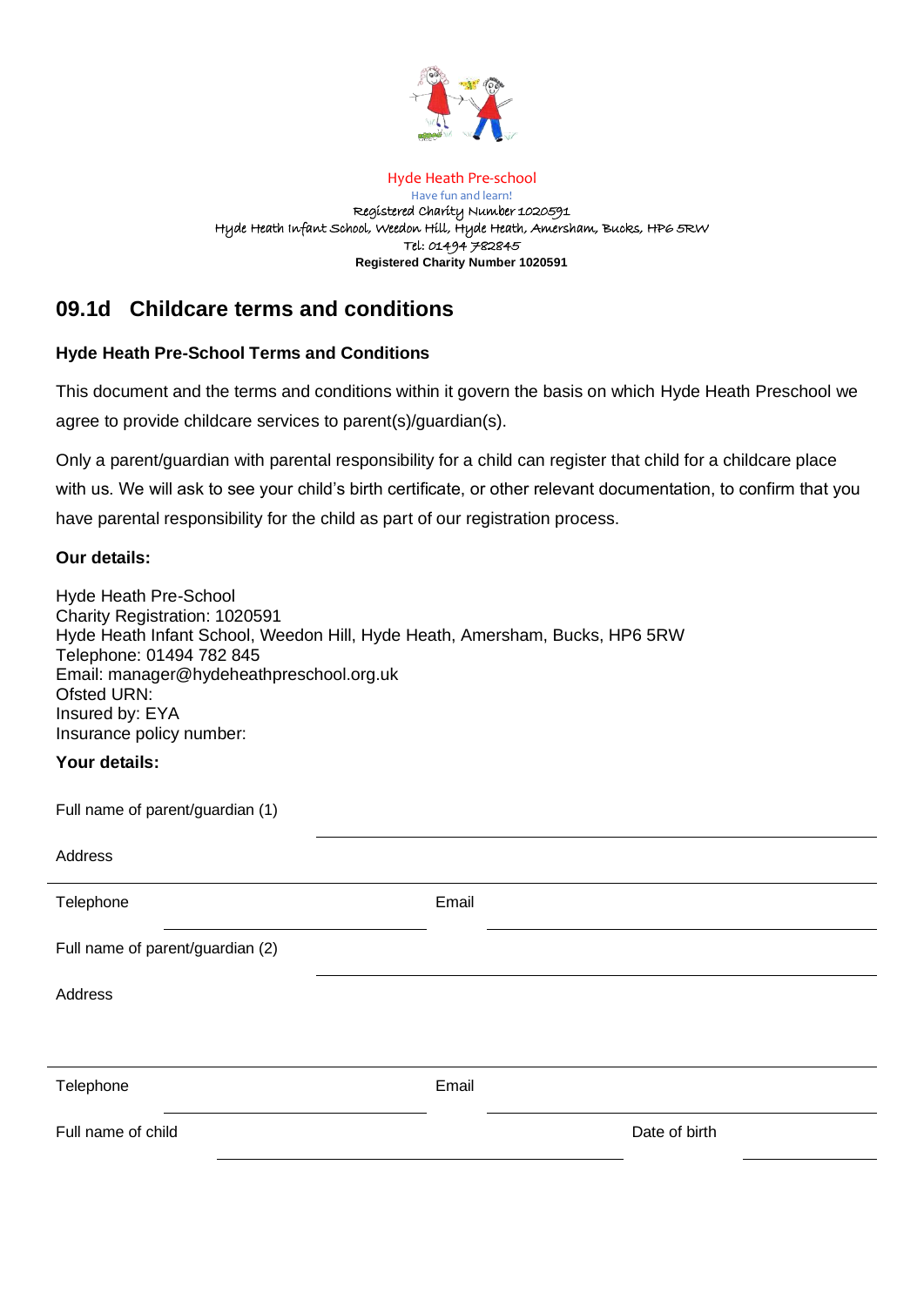Hyde Heath Pre-school
Have fun and learn!
Registered Charity Number 1020591
Hyde Heath Infant School, Weedon Hill, Hyde Heath, Amersham, Bucks, HP6 5RW
Tel: 01494 782845
**Registered Charity Number 1020591**

# 09.1d Childcare terms and conditions

### Hyde Heath Pre-School Terms and Conditions

This document and the terms and conditions within it govern the basis on which Hyde Heath Preschool we agree to provide childcare services to parent(s)/guardian(s).

Only a parent/guardian with parental responsibility for a child can register that child for a childcare place with us. We will ask to see your child's birth certificate, or other relevant documentation, to confirm that you have parental responsibility for the child as part of our registration process.

**Our details:**

Hyde Heath Pre-School
Charity Registration: 1020591
Hyde Heath Infant School, Weedon Hill, Hyde Heath, Amersham, Bucks, HP6 5RW
Telephone: 01494 782 845
Email: manager@hydeheathpreschool.org.uk
Ofsted URN:
Insured by: EYA
Insurance policy number:

**Your details:**

Full name of parent/guardian (1) ______________________________

Address ______________________________

Telephone ______________ Email ______________________________

Full name of parent/guardian (2) ______________________________

Address ______________________________

Telephone ______________ Email ______________________________

Full name of child ______________________________ Date of birth ______________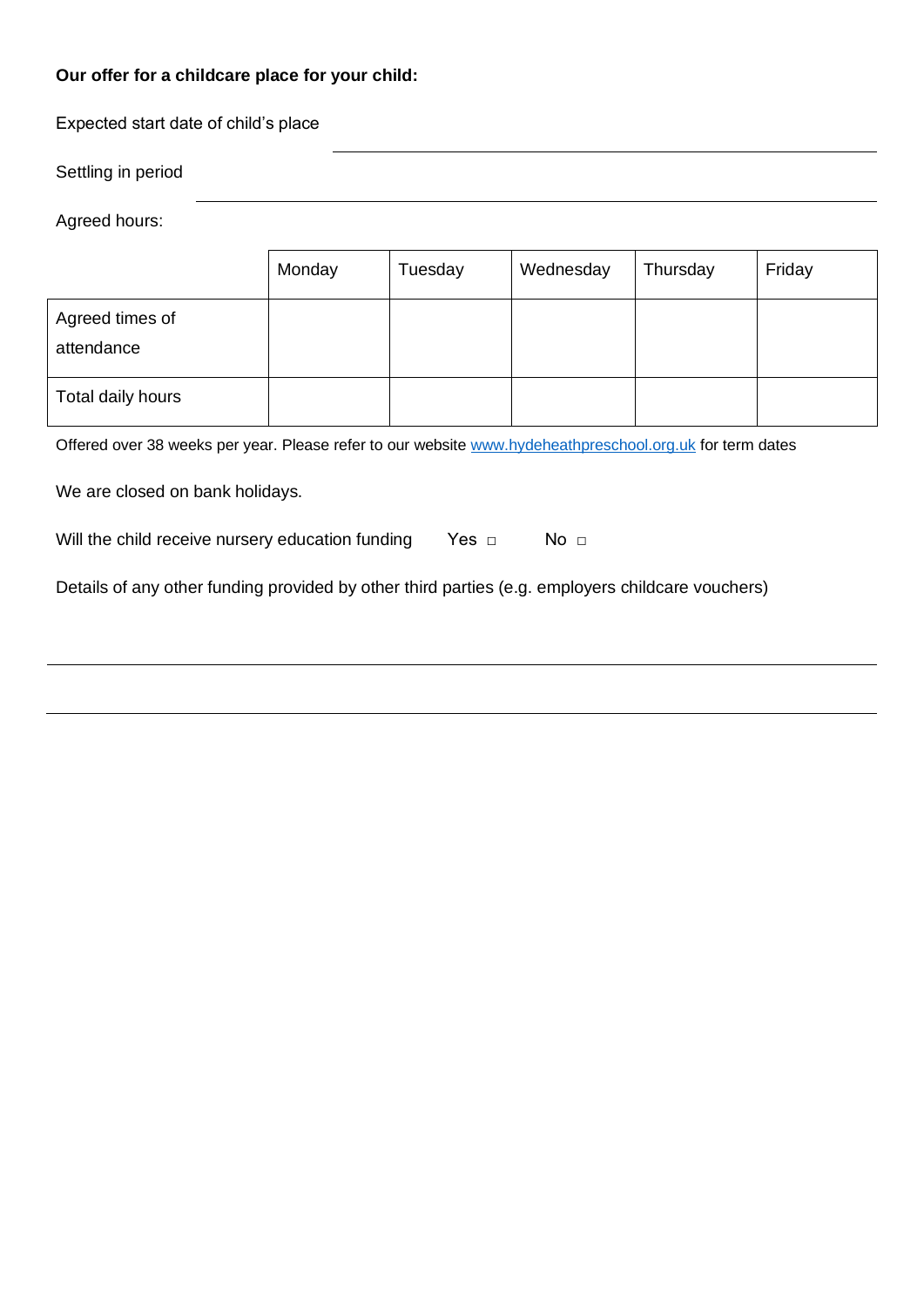**Our offer for a childcare place for your child:**

Expected start date of child's place ______________________________

Settling in period ______________________________

Agreed hours:

| | Monday | Tuesday | Wednesday | Thursday | Friday |
|---|---|---|---|---|---|
| Agreed times of attendance | | | | | |
| Total daily hours | | | | | |

Offered over 38 weeks per year. Please refer to our website [www.hydeheathpreschool.org.uk](http://www.hydeheathpreschool.org.uk) for term dates

We are closed on bank holidays.

Will the child receive nursery education funding Yes ☐ No ☐

Details of any other funding provided by other third parties (e.g. employers childcare vouchers)

______________________________

______________________________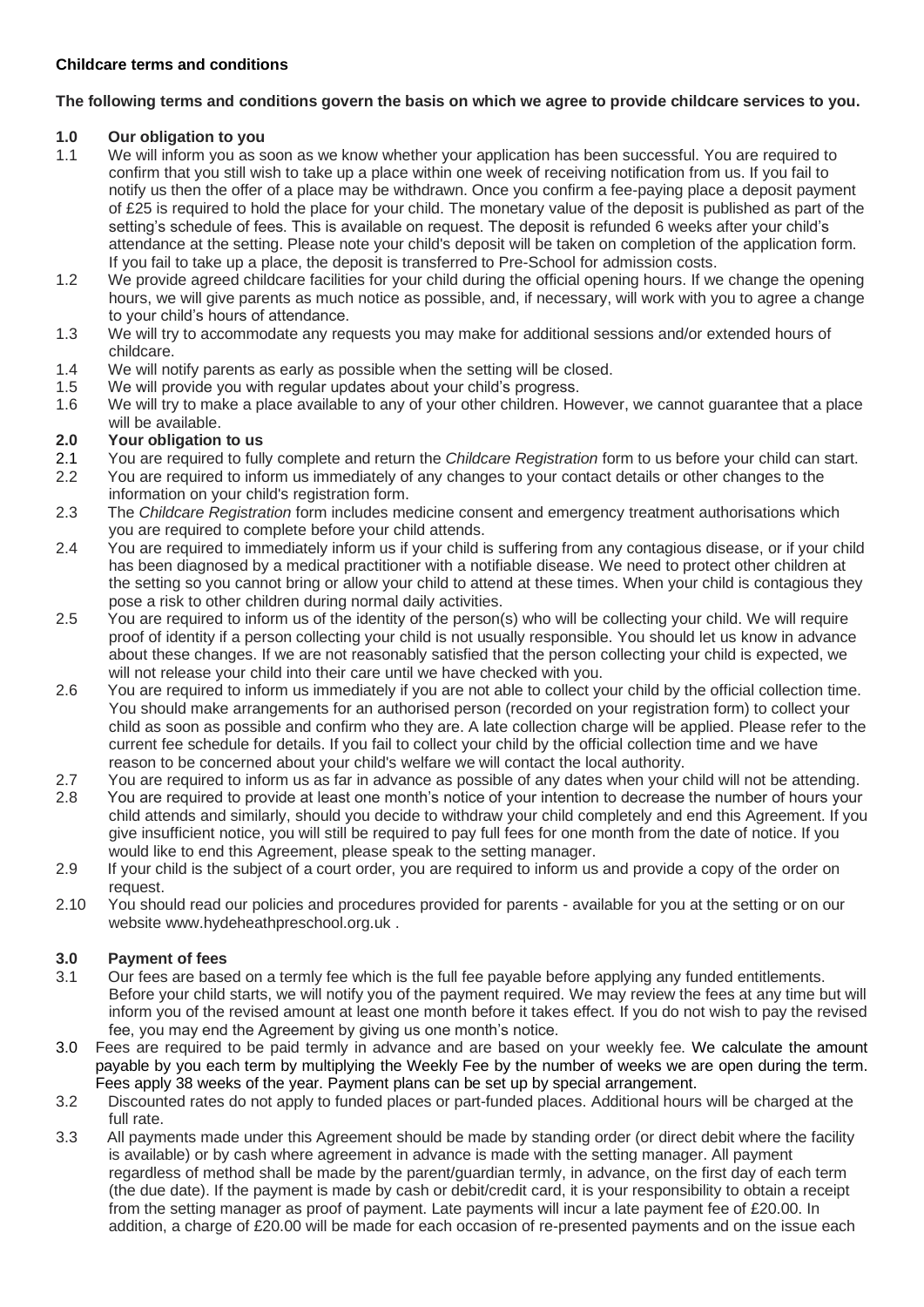**Childcare terms and conditions**

**The following terms and conditions govern the basis on which we agree to provide childcare services to you.**

**1.0 Our obligation to you**

1.1 We will inform you as soon as we know whether your application has been successful. You are required to confirm that you still wish to take up a place within one week of receiving notification from us. If you fail to notify us then the offer of a place may be withdrawn. Once you confirm a fee-paying place a deposit payment of £25 is required to hold the place for your child. The monetary value of the deposit is published as part of the setting's schedule of fees. This is available on request. The deposit is refunded 6 weeks after your child's attendance at the setting. Please note your child's deposit will be taken on completion of the application form. If you fail to take up a place, the deposit is transferred to Pre-School for admission costs.

1.2 We provide agreed childcare facilities for your child during the official opening hours. If we change the opening hours, we will give parents as much notice as possible, and, if necessary, will work with you to agree a change to your child's hours of attendance.

1.3 We will try to accommodate any requests you may make for additional sessions and/or extended hours of childcare.

1.4 We will notify parents as early as possible when the setting will be closed.

1.5 We will provide you with regular updates about your child's progress.

1.6 We will try to make a place available to any of your other children. However, we cannot guarantee that a place will be available.

**2.0 Your obligation to us**

2.1 You are required to fully complete and return the *Childcare Registration* form to us before your child can start.

2.2 You are required to inform us immediately of any changes to your contact details or other changes to the information on your child's registration form.

2.3 The *Childcare Registration* form includes medicine consent and emergency treatment authorisations which you are required to complete before your child attends.

2.4 You are required to immediately inform us if your child is suffering from any contagious disease, or if your child has been diagnosed by a medical practitioner with a notifiable disease. We need to protect other children at the setting so you cannot bring or allow your child to attend at these times. When your child is contagious they pose a risk to other children during normal daily activities.

2.5 You are required to inform us of the identity of the person(s) who will be collecting your child. We will require proof of identity if a person collecting your child is not usually responsible. You should let us know in advance about these changes. If we are not reasonably satisfied that the person collecting your child is expected, we will not release your child into their care until we have checked with you.

2.6 You are required to inform us immediately if you are not able to collect your child by the official collection time. You should make arrangements for an authorised person (recorded on your registration form) to collect your child as soon as possible and confirm who they are. A late collection charge will be applied. Please refer to the current fee schedule for details. If you fail to collect your child by the official collection time and we have reason to be concerned about your child's welfare we will contact the local authority.

2.7 You are required to inform us as far in advance as possible of any dates when your child will not be attending.

2.8 You are required to provide at least one month's notice of your intention to decrease the number of hours your child attends and similarly, should you decide to withdraw your child completely and end this Agreement. If you give insufficient notice, you will still be required to pay full fees for one month from the date of notice. If you would like to end this Agreement, please speak to the setting manager.

2.9 If your child is the subject of a court order, you are required to inform us and provide a copy of the order on request.

2.10 You should read our policies and procedures provided for parents - available for you at the setting or on our website www.hydeheathpreschool.org.uk .

**3.0 Payment of fees**

3.1 Our fees are based on a termly fee which is the full fee payable before applying any funded entitlements. Before your child starts, we will notify you of the payment required. We may review the fees at any time but will inform you of the revised amount at least one month before it takes effect. If you do not wish to pay the revised fee, you may end the Agreement by giving us one month's notice.

3.0 Fees are required to be paid termly in advance and are based on your weekly fee. We calculate the amount payable by you each term by multiplying the Weekly Fee by the number of weeks we are open during the term. Fees apply 38 weeks of the year. Payment plans can be set up by special arrangement.

3.2 Discounted rates do not apply to funded places or part-funded places. Additional hours will be charged at the full rate.

3.3 All payments made under this Agreement should be made by standing order (or direct debit where the facility is available) or by cash where agreement in advance is made with the setting manager. All payment regardless of method shall be made by the parent/guardian termly, in advance, on the first day of each term (the due date). If the payment is made by cash or debit/credit card, it is your responsibility to obtain a receipt from the setting manager as proof of payment. Late payments will incur a late payment fee of £20.00. In addition, a charge of £20.00 will be made for each occasion of re-presented payments and on the issue each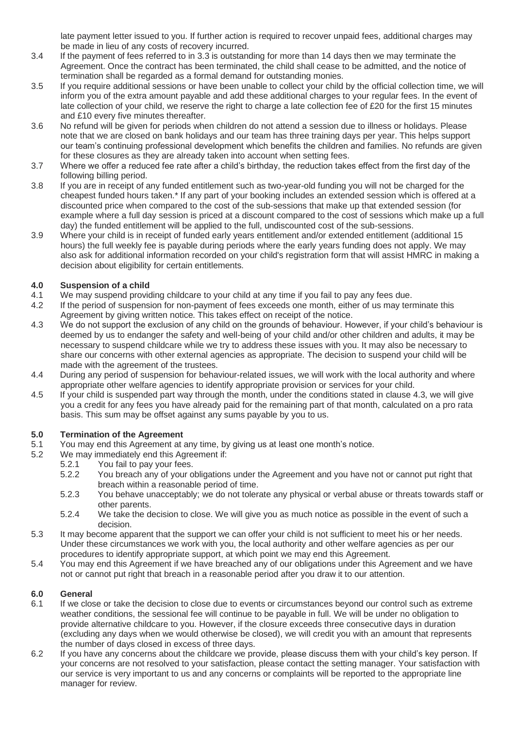late payment letter issued to you. If further action is required to recover unpaid fees, additional charges may be made in lieu of any costs of recovery incurred.

3.4 If the payment of fees referred to in 3.3 is outstanding for more than 14 days then we may terminate the Agreement. Once the contract has been terminated, the child shall cease to be admitted, and the notice of termination shall be regarded as a formal demand for outstanding monies.

3.5 If you require additional sessions or have been unable to collect your child by the official collection time, we will inform you of the extra amount payable and add these additional charges to your regular fees. In the event of late collection of your child, we reserve the right to charge a late collection fee of £20 for the first 15 minutes and £10 every five minutes thereafter.

3.6 No refund will be given for periods when children do not attend a session due to illness or holidays. Please note that we are closed on bank holidays and our team has three training days per year. This helps support our team's continuing professional development which benefits the children and families. No refunds are given for these closures as they are already taken into account when setting fees.

3.7 Where we offer a reduced fee rate after a child's birthday, the reduction takes effect from the first day of the following billing period.

3.8 If you are in receipt of any funded entitlement such as two-year-old funding you will not be charged for the cheapest funded hours taken.* If any part of your booking includes an extended session which is offered at a discounted price when compared to the cost of the sub-sessions that make up that extended session (for example where a full day session is priced at a discount compared to the cost of sessions which make up a full day) the funded entitlement will be applied to the full, undiscounted cost of the sub-sessions.

3.9 Where your child is in receipt of funded early years entitlement and/or extended entitlement (additional 15 hours) the full weekly fee is payable during periods where the early years funding does not apply. We may also ask for additional information recorded on your child's registration form that will assist HMRC in making a decision about eligibility for certain entitlements.

## 4.0 Suspension of a child

4.1 We may suspend providing childcare to your child at any time if you fail to pay any fees due.

4.2 If the period of suspension for non-payment of fees exceeds one month, either of us may terminate this Agreement by giving written notice. This takes effect on receipt of the notice.

4.3 We do not support the exclusion of any child on the grounds of behaviour. However, if your child's behaviour is deemed by us to endanger the safety and well-being of your child and/or other children and adults, it may be necessary to suspend childcare while we try to address these issues with you. It may also be necessary to share our concerns with other external agencies as appropriate. The decision to suspend your child will be made with the agreement of the trustees.

4.4 During any period of suspension for behaviour-related issues, we will work with the local authority and where appropriate other welfare agencies to identify appropriate provision or services for your child.

4.5 If your child is suspended part way through the month, under the conditions stated in clause 4.3, we will give you a credit for any fees you have already paid for the remaining part of that month, calculated on a pro rata basis. This sum may be offset against any sums payable by you to us.

## 5.0 Termination of the Agreement

5.1 You may end this Agreement at any time, by giving us at least one month's notice.

5.2 We may immediately end this Agreement if:

- 5.2.1 You fail to pay your fees.
- 5.2.2 You breach any of your obligations under the Agreement and you have not or cannot put right that breach within a reasonable period of time.
- 5.2.3 You behave unacceptably; we do not tolerate any physical or verbal abuse or threats towards staff or other parents.
- 5.2.4 We take the decision to close. We will give you as much notice as possible in the event of such a decision.

5.3 It may become apparent that the support we can offer your child is not sufficient to meet his or her needs. Under these circumstances we work with you, the local authority and other welfare agencies as per our procedures to identify appropriate support, at which point we may end this Agreement.

5.4 You may end this Agreement if we have breached any of our obligations under this Agreement and we have not or cannot put right that breach in a reasonable period after you draw it to our attention.

## 6.0 General

6.1 If we close or take the decision to close due to events or circumstances beyond our control such as extreme weather conditions, the sessional fee will continue to be payable in full. We will be under no obligation to provide alternative childcare to you. However, if the closure exceeds three consecutive days in duration (excluding any days when we would otherwise be closed), we will credit you with an amount that represents the number of days closed in excess of three days.

6.2 If you have any concerns about the childcare we provide, please discuss them with your child's key person. If your concerns are not resolved to your satisfaction, please contact the setting manager. Your satisfaction with our service is very important to us and any concerns or complaints will be reported to the appropriate line manager for review.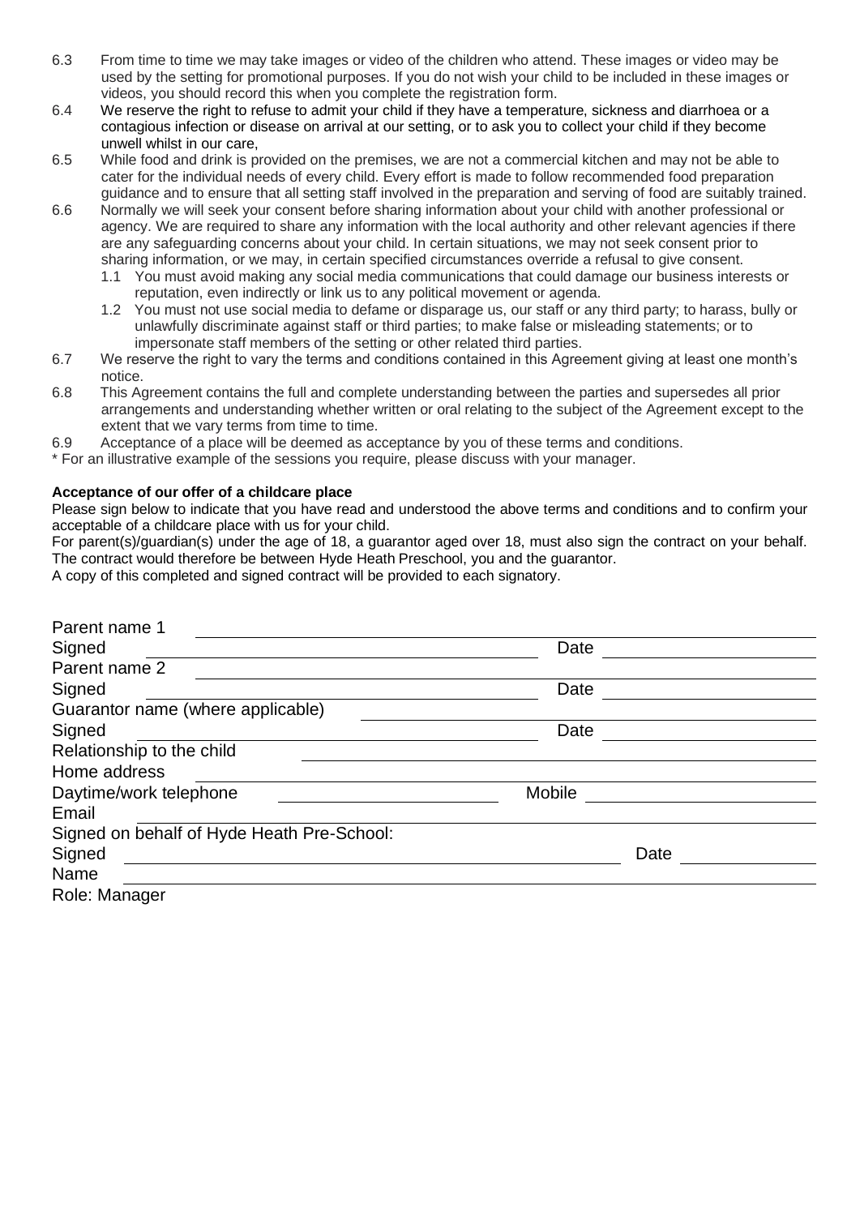6.3 From time to time we may take images or video of the children who attend. These images or video may be used by the setting for promotional purposes. If you do not wish your child to be included in these images or videos, you should record this when you complete the registration form.

6.4 We reserve the right to refuse to admit your child if they have a temperature, sickness and diarrhoea or a contagious infection or disease on arrival at our setting, or to ask you to collect your child if they become unwell whilst in our care,

6.5 While food and drink is provided on the premises, we are not a commercial kitchen and may not be able to cater for the individual needs of every child. Every effort is made to follow recommended food preparation guidance and to ensure that all setting staff involved in the preparation and serving of food are suitably trained.

6.6 Normally we will seek your consent before sharing information about your child with another professional or agency. We are required to share any information with the local authority and other relevant agencies if there are any safeguarding concerns about your child. In certain situations, we may not seek consent prior to sharing information, or we may, in certain specified circumstances override a refusal to give consent.

   1.1 You must avoid making any social media communications that could damage our business interests or reputation, even indirectly or link us to any political movement or agenda.

   1.2 You must not use social media to defame or disparage us, our staff or any third party; to harass, bully or unlawfully discriminate against staff or third parties; to make false or misleading statements; or to impersonate staff members of the setting or other related third parties.

6.7 We reserve the right to vary the terms and conditions contained in this Agreement giving at least one month's notice.

6.8 This Agreement contains the full and complete understanding between the parties and supersedes all prior arrangements and understanding whether written or oral relating to the subject of the Agreement except to the extent that we vary terms from time to time.

6.9 Acceptance of a place will be deemed as acceptance by you of these terms and conditions.

* For an illustrative example of the sessions you require, please discuss with your manager.

**Acceptance of our offer of a childcare place**

Please sign below to indicate that you have read and understood the above terms and conditions and to confirm your acceptable of a childcare place with us for your child.

For parent(s)/guardian(s) under the age of 18, a guarantor aged over 18, must also sign the contract on your behalf. The contract would therefore be between Hyde Heath Preschool, you and the guarantor.

A copy of this completed and signed contract will be provided to each signatory.

Parent name 1 ____________________

Signed ____________________ Date ____________

Parent name 2 ____________________

Signed ____________________ Date ____________

Guarantor name (where applicable) ____________________

Signed ____________________ Date ____________

Relationship to the child ____________________

Home address ____________________

Daytime/work telephone ____________ Mobile ____________

Email ____________________

Signed on behalf of Hyde Heath Pre-School:

Signed ____________________ Date ____________

Name ____________________

Role: Manager